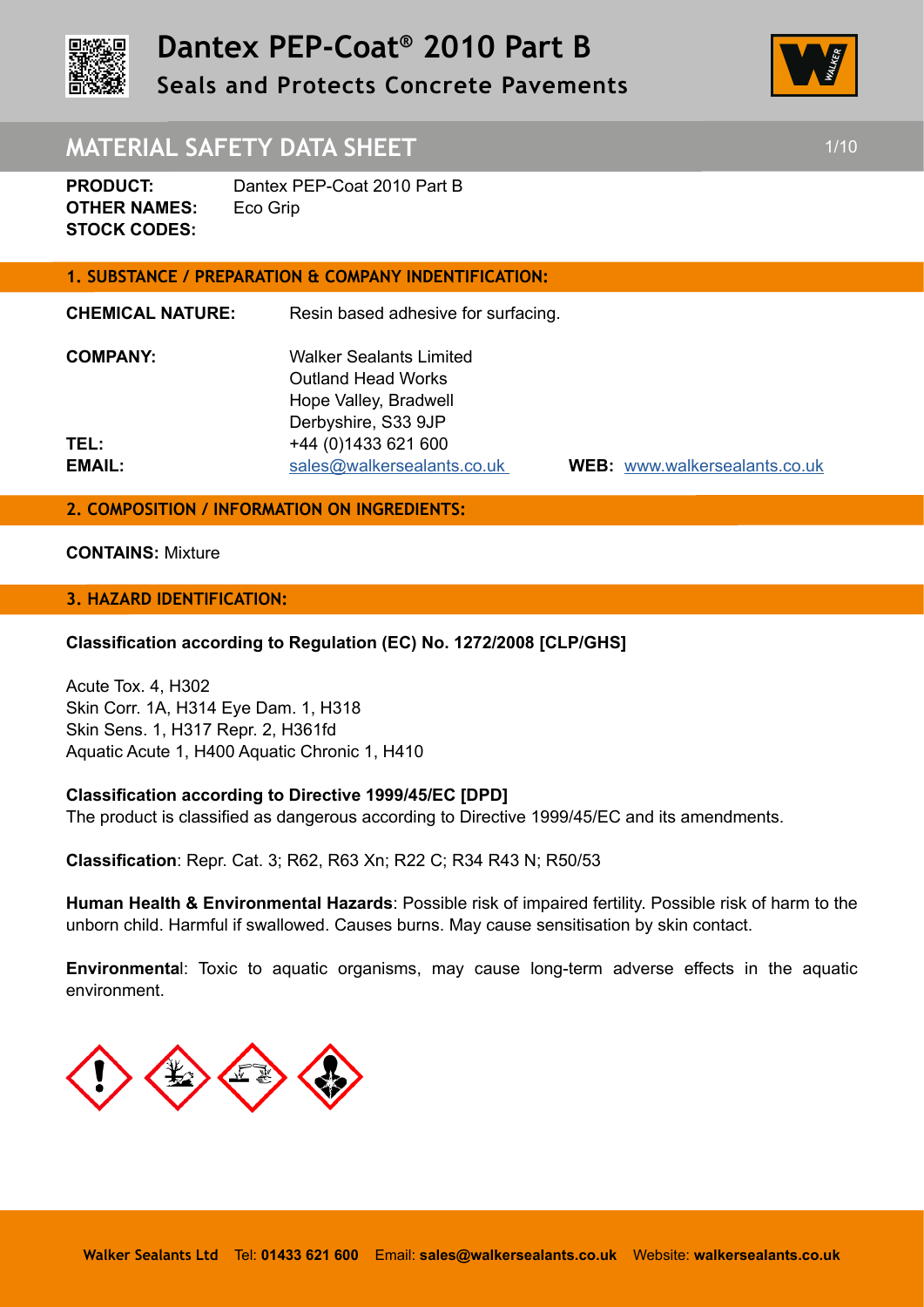# Dantex PEP-Coat® 2010 Part B

## Seals and Protects Concrete Pavements

## MATERIAL SAFETY DATA SHEET

**PRODUCT:** Dantex PEP-Coat 2010 Part B
**OTHER NAMES:** Eco Grip
**STOCK CODES:**

### 1. SUBSTANCE / PREPARATION & COMPANY INDENTIFICATION:

**CHEMICAL NATURE:** Resin based adhesive for surfacing.

**COMPANY:** Walker Sealants Limited
Outland Head Works
Hope Valley, Bradwell
Derbyshire, S33 9JP

**TEL:** +44 (0)1433 621 600
**EMAIL:** sales@walkersealants.co.uk **WEB:** www.walkersealants.co.uk

### 2. COMPOSITION / INFORMATION ON INGREDIENTS:

**CONTAINS:** Mixture

### 3. HAZARD IDENTIFICATION:

**Classification according to Regulation (EC) No. 1272/2008 [CLP/GHS]**

Acute Tox. 4, H302
Skin Corr. 1A, H314 Eye Dam. 1, H318
Skin Sens. 1, H317 Repr. 2, H361fd
Aquatic Acute 1, H400 Aquatic Chronic 1, H410

**Classification according to Directive 1999/45/EC [DPD]**
The product is classified as dangerous according to Directive 1999/45/EC and its amendments.

**Classification**: Repr. Cat. 3; R62, R63 Xn; R22 C; R34 R43 N; R50/53

**Human Health & Environmental Hazards**: Possible risk of impaired fertility. Possible risk of harm to the unborn child. Harmful if swallowed. Causes burns. May cause sensitisation by skin contact.

**Environmental**: Toxic to aquatic organisms, may cause long-term adverse effects in the aquatic environment.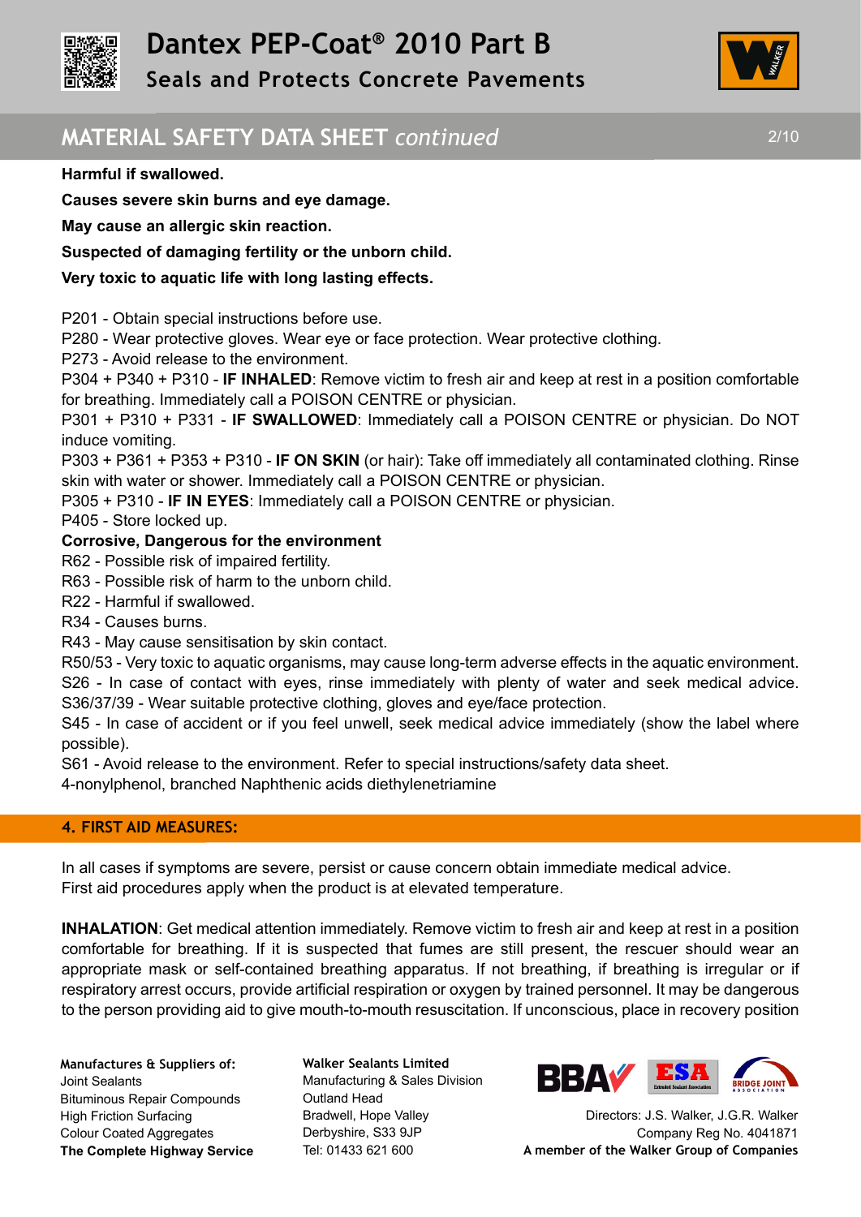**Harmful if swallowed.**

**Causes severe skin burns and eye damage.**

**May cause an allergic skin reaction.**

**Suspected of damaging fertility or the unborn child.**

**Very toxic to aquatic life with long lasting effects.**

P201 - Obtain special instructions before use.
P280 - Wear protective gloves. Wear eye or face protection. Wear protective clothing.
P273 - Avoid release to the environment.
P304 + P340 + P310 - **IF INHALED**: Remove victim to fresh air and keep at rest in a position comfortable for breathing. Immediately call a POISON CENTRE or physician.
P301 + P310 + P331 - **IF SWALLOWED**: Immediately call a POISON CENTRE or physician. Do NOT induce vomiting.
P303 + P361 + P353 + P310 - **IF ON SKIN** (or hair): Take off immediately all contaminated clothing. Rinse skin with water or shower. Immediately call a POISON CENTRE or physician.
P305 + P310 - **IF IN EYES**: Immediately call a POISON CENTRE or physician.
P405 - Store locked up.

**Corrosive, Dangerous for the environment**

R62 - Possible risk of impaired fertility.
R63 - Possible risk of harm to the unborn child.
R22 - Harmful if swallowed.
R34 - Causes burns.
R43 - May cause sensitisation by skin contact.
R50/53 - Very toxic to aquatic organisms, may cause long-term adverse effects in the aquatic environment.
S26 - In case of contact with eyes, rinse immediately with plenty of water and seek medical advice.
S36/37/39 - Wear suitable protective clothing, gloves and eye/face protection.
S45 - In case of accident or if you feel unwell, seek medical advice immediately (show the label where possible).
S61 - Avoid release to the environment. Refer to special instructions/safety data sheet.
4-nonylphenol, branched Naphthenic acids diethylenetriamine

## 4. FIRST AID MEASURES:

In all cases if symptoms are severe, persist or cause concern obtain immediate medical advice.
First aid procedures apply when the product is at elevated temperature.

**INHALATION**: Get medical attention immediately. Remove victim to fresh air and keep at rest in a position comfortable for breathing. If it is suspected that fumes are still present, the rescuer should wear an appropriate mask or self-contained breathing apparatus. If not breathing, if breathing is irregular or if respiratory arrest occurs, provide artificial respiration or oxygen by trained personnel. It may be dangerous to the person providing aid to give mouth-to-mouth resuscitation. If unconscious, place in recovery position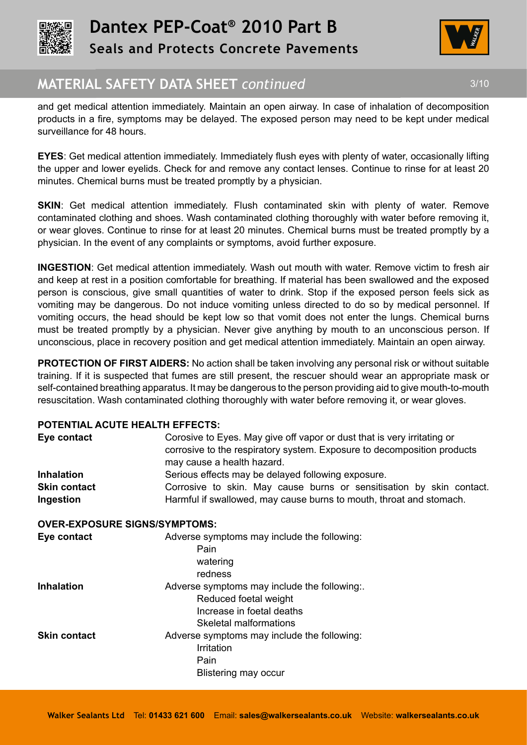and get medical attention immediately. Maintain an open airway. In case of inhalation of decomposition products in a fire, symptoms may be delayed. The exposed person may need to be kept under medical surveillance for 48 hours.

**EYES**: Get medical attention immediately. Immediately flush eyes with plenty of water, occasionally lifting the upper and lower eyelids. Check for and remove any contact lenses. Continue to rinse for at least 20 minutes. Chemical burns must be treated promptly by a physician.

**SKIN**: Get medical attention immediately. Flush contaminated skin with plenty of water. Remove contaminated clothing and shoes. Wash contaminated clothing thoroughly with water before removing it, or wear gloves. Continue to rinse for at least 20 minutes. Chemical burns must be treated promptly by a physician. In the event of any complaints or symptoms, avoid further exposure.

**INGESTION**: Get medical attention immediately. Wash out mouth with water. Remove victim to fresh air and keep at rest in a position comfortable for breathing. If material has been swallowed and the exposed person is conscious, give small quantities of water to drink. Stop if the exposed person feels sick as vomiting may be dangerous. Do not induce vomiting unless directed to do so by medical personnel. If vomiting occurs, the head should be kept low so that vomit does not enter the lungs. Chemical burns must be treated promptly by a physician. Never give anything by mouth to an unconscious person. If unconscious, place in recovery position and get medical attention immediately. Maintain an open airway.

**PROTECTION OF FIRST AIDERS:** No action shall be taken involving any personal risk or without suitable training. If it is suspected that fumes are still present, the rescuer should wear an appropriate mask or self-contained breathing apparatus. It may be dangerous to the person providing aid to give mouth-to-mouth resuscitation. Wash contaminated clothing thoroughly with water before removing it, or wear gloves.

**POTENTIAL ACUTE HEALTH EFFECTS:**

**Eye contact** — Corosive to Eyes. May give off vapor or dust that is very irritating or corrosive to the respiratory system. Exposure to decomposition products may cause a health hazard.

**Inhalation** — Serious effects may be delayed following exposure.

**Skin contact** — Corrosive to skin. May cause burns or sensitisation by skin contact.

**Ingestion** — Harmful if swallowed, may cause burns to mouth, throat and stomach.

**OVER-EXPOSURE SIGNS/SYMPTOMS:**

**Eye contact** — Adverse symptoms may include the following:
- Pain
- watering
- redness

**Inhalation** — Adverse symptoms may include the following:.
- Reduced foetal weight
- Increase in foetal deaths
- Skeletal malformations

**Skin contact** — Adverse symptoms may include the following:
- Irritation
- Pain
- Blistering may occur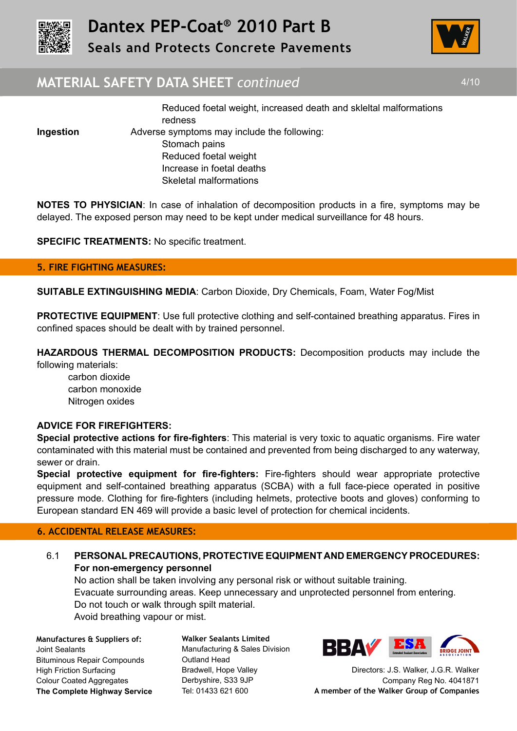Reduced foetal weight, increased death and skleltal malformations
redness

**Ingestion** Adverse symptoms may include the following:

Stomach pains
Reduced foetal weight
Increase in foetal deaths
Skeletal malformations

**NOTES TO PHYSICIAN**: In case of inhalation of decomposition products in a fire, symptoms may be delayed. The exposed person may need to be kept under medical surveillance for 48 hours.

**SPECIFIC TREATMENTS:** No specific treatment.

## 5. FIRE FIGHTING MEASURES:

**SUITABLE EXTINGUISHING MEDIA**: Carbon Dioxide, Dry Chemicals, Foam, Water Fog/Mist

**PROTECTIVE EQUIPMENT**: Use full protective clothing and self-contained breathing apparatus. Fires in confined spaces should be dealt with by trained personnel.

**HAZARDOUS THERMAL DECOMPOSITION PRODUCTS:** Decomposition products may include the following materials:

carbon dioxide
carbon monoxide
Nitrogen oxides

**ADVICE FOR FIREFIGHTERS:**

**Special protective actions for fire-fighters**: This material is very toxic to aquatic organisms. Fire water contaminated with this material must be contained and prevented from being discharged to any waterway, sewer or drain.

**Special protective equipment for fire-fighters:** Fire-fighters should wear appropriate protective equipment and self-contained breathing apparatus (SCBA) with a full face-piece operated in positive pressure mode. Clothing for fire-fighters (including helmets, protective boots and gloves) conforming to European standard EN 469 will provide a basic level of protection for chemical incidents.

## 6. ACCIDENTAL RELEASE MEASURES:

6.1 **PERSONAL PRECAUTIONS, PROTECTIVE EQUIPMENT AND EMERGENCY PROCEDURES:**

**For non-emergency personnel**

No action shall be taken involving any personal risk or without suitable training.
Evacuate surrounding areas. Keep unnecessary and unprotected personnel from entering.
Do not touch or walk through spilt material.
Avoid breathing vapour or mist.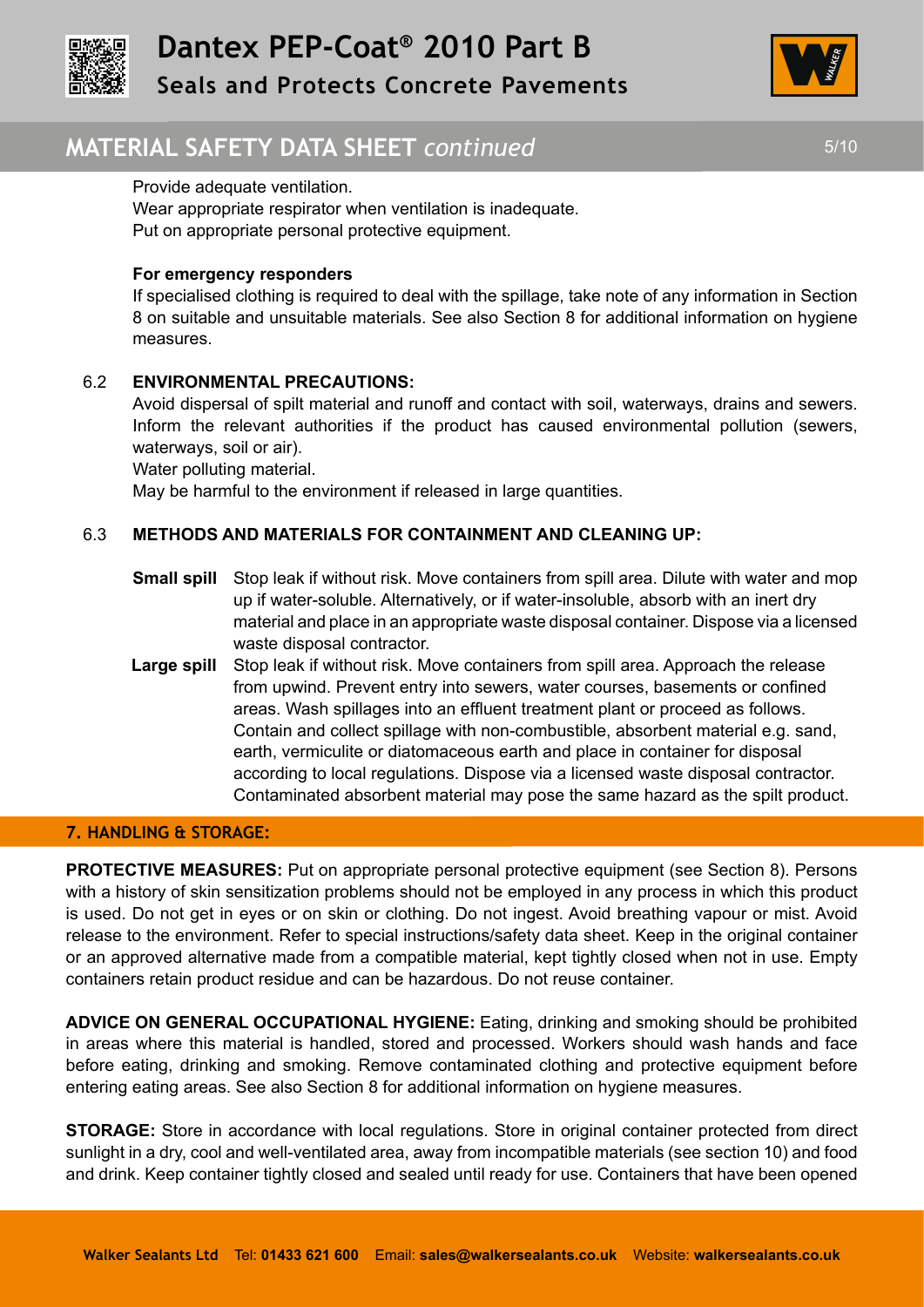Provide adequate ventilation.
Wear appropriate respirator when ventilation is inadequate.
Put on appropriate personal protective equipment.

**For emergency responders**

If specialised clothing is required to deal with the spillage, take note of any information in Section 8 on suitable and unsuitable materials. See also Section 8 for additional information on hygiene measures.

### 6.2 ENVIRONMENTAL PRECAUTIONS:

Avoid dispersal of spilt material and runoff and contact with soil, waterways, drains and sewers. Inform the relevant authorities if the product has caused environmental pollution (sewers, waterways, soil or air).
Water polluting material.
May be harmful to the environment if released in large quantities.

### 6.3 METHODS AND MATERIALS FOR CONTAINMENT AND CLEANING UP:

**Small spill** Stop leak if without risk. Move containers from spill area. Dilute with water and mop up if water-soluble. Alternatively, or if water-insoluble, absorb with an inert dry material and place in an appropriate waste disposal container. Dispose via a licensed waste disposal contractor.

**Large spill** Stop leak if without risk. Move containers from spill area. Approach the release from upwind. Prevent entry into sewers, water courses, basements or confined areas. Wash spillages into an effluent treatment plant or proceed as follows. Contain and collect spillage with non-combustible, absorbent material e.g. sand, earth, vermiculite or diatomaceous earth and place in container for disposal according to local regulations. Dispose via a licensed waste disposal contractor. Contaminated absorbent material may pose the same hazard as the spilt product.

## 7. HANDLING & STORAGE:

**PROTECTIVE MEASURES:** Put on appropriate personal protective equipment (see Section 8). Persons with a history of skin sensitization problems should not be employed in any process in which this product is used. Do not get in eyes or on skin or clothing. Do not ingest. Avoid breathing vapour or mist. Avoid release to the environment. Refer to special instructions/safety data sheet. Keep in the original container or an approved alternative made from a compatible material, kept tightly closed when not in use. Empty containers retain product residue and can be hazardous. Do not reuse container.

**ADVICE ON GENERAL OCCUPATIONAL HYGIENE:** Eating, drinking and smoking should be prohibited in areas where this material is handled, stored and processed. Workers should wash hands and face before eating, drinking and smoking. Remove contaminated clothing and protective equipment before entering eating areas. See also Section 8 for additional information on hygiene measures.

**STORAGE:** Store in accordance with local regulations. Store in original container protected from direct sunlight in a dry, cool and well-ventilated area, away from incompatible materials (see section 10) and food and drink. Keep container tightly closed and sealed until ready for use. Containers that have been opened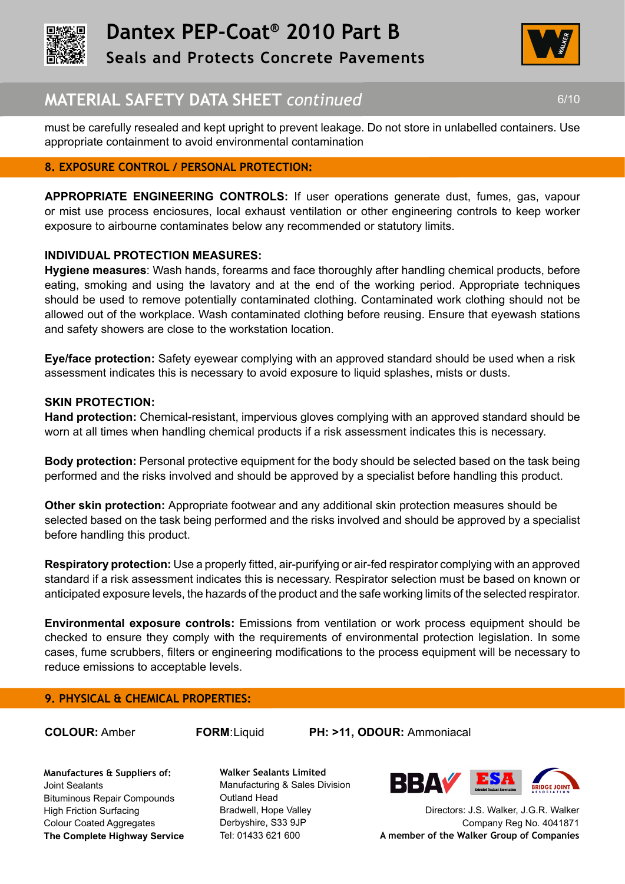must be carefully resealed and kept upright to prevent leakage. Do not store in unlabelled containers. Use appropriate containment to avoid environmental contamination

## 8. EXPOSURE CONTROL / PERSONAL PROTECTION:

**APPROPRIATE ENGINEERING CONTROLS:** If user operations generate dust, fumes, gas, vapour or mist use process enciosures, local exhaust ventilation or other engineering controls to keep worker exposure to airbourne contaminates below any recommended or statutory limits.

**INDIVIDUAL PROTECTION MEASURES:**

**Hygiene measures**: Wash hands, forearms and face thoroughly after handling chemical products, before eating, smoking and using the lavatory and at the end of the working period. Appropriate techniques should be used to remove potentially contaminated clothing. Contaminated work clothing should not be allowed out of the workplace. Wash contaminated clothing before reusing. Ensure that eyewash stations and safety showers are close to the workstation location.

**Eye/face protection:** Safety eyewear complying with an approved standard should be used when a risk assessment indicates this is necessary to avoid exposure to liquid splashes, mists or dusts.

**SKIN PROTECTION:**

**Hand protection:** Chemical-resistant, impervious gloves complying with an approved standard should be worn at all times when handling chemical products if a risk assessment indicates this is necessary.

**Body protection:** Personal protective equipment for the body should be selected based on the task being performed and the risks involved and should be approved by a specialist before handling this product.

**Other skin protection:** Appropriate footwear and any additional skin protection measures should be selected based on the task being performed and the risks involved and should be approved by a specialist before handling this product.

**Respiratory protection:** Use a properly fitted, air-purifying or air-fed respirator complying with an approved standard if a risk assessment indicates this is necessary. Respirator selection must be based on known or anticipated exposure levels, the hazards of the product and the safe working limits of the selected respirator.

**Environmental exposure controls:** Emissions from ventilation or work process equipment should be checked to ensure they comply with the requirements of environmental protection legislation. In some cases, fume scrubbers, filters or engineering modifications to the process equipment will be necessary to reduce emissions to acceptable levels.

## 9. PHYSICAL & CHEMICAL PROPERTIES:

**COLOUR:** Amber **FORM**:Liquid **PH: >11, ODOUR:** Ammoniacal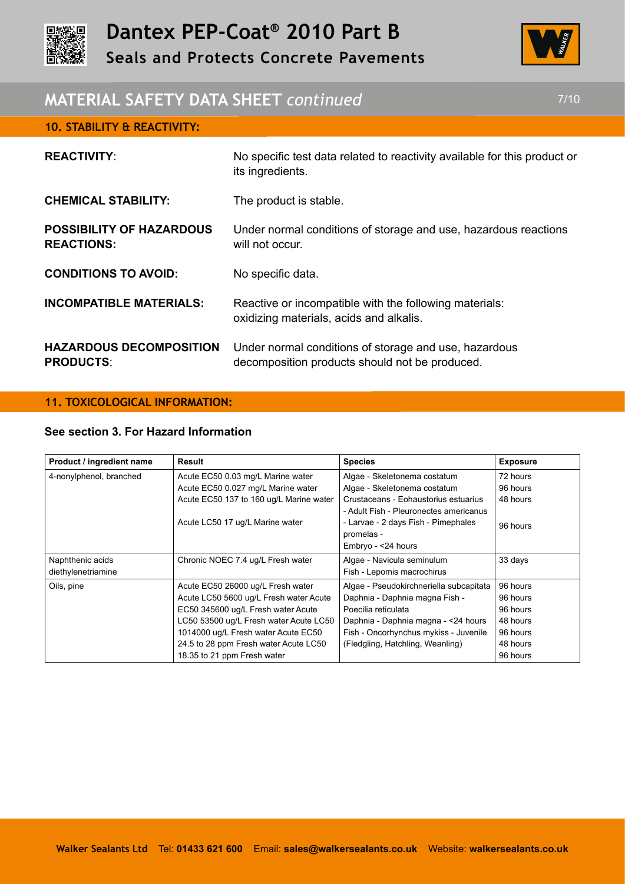# Dantex PEP-Coat® 2010 Part B

## Seals and Protects Concrete Pavements

## MATERIAL SAFETY DATA SHEET *continued*

### 10. STABILITY & REACTIVITY:

**REACTIVITY**: No specific test data related to reactivity available for this product or its ingredients.

**CHEMICAL STABILITY:** The product is stable.

**POSSIBILITY OF HAZARDOUS REACTIONS:** Under normal conditions of storage and use, hazardous reactions will not occur.

**CONDITIONS TO AVOID:** No specific data.

**INCOMPATIBLE MATERIALS:** Reactive or incompatible with the following materials: oxidizing materials, acids and alkalis.

**HAZARDOUS DECOMPOSITION PRODUCTS**: Under normal conditions of storage and use, hazardous decomposition products should not be produced.

### 11. TOXICOLOGICAL INFORMATION:

**See section 3. For Hazard Information**

| Product / ingredient name | Result | Species | Exposure |
|---|---|---|---|
| 4-nonylphenol, branched | Acute EC50 0.03 mg/L Marine water<br>Acute EC50 0.027 mg/L Marine water<br>Acute EC50 137 to 160 ug/L Marine water<br><br>Acute LC50 17 ug/L Marine water | Algae - Skeletonema costatum<br>Algae - Skeletonema costatum<br>Crustaceans - Eohaustorius estuarius<br>- Adult Fish - Pleuronectes americanus<br>- Larvae - 2 days Fish - Pimephales promelas -<br>Embryo - <24 hours | 72 hours<br>96 hours<br>48 hours<br><br>96 hours |
| Naphthenic acids<br>diethylenetriamine | Chronic NOEC 7.4 ug/L Fresh water | Algae - Navicula seminulum<br>Fish - Lepomis macrochirus | 33 days |
| Oils, pine | Acute EC50 26000 ug/L Fresh water<br>Acute LC50 5600 ug/L Fresh water Acute<br>EC50 345600 ug/L Fresh water Acute<br>LC50 53500 ug/L Fresh water Acute LC50<br>1014000 ug/L Fresh water Acute EC50<br>24.5 to 28 ppm Fresh water Acute LC50<br>18.35 to 21 ppm Fresh water | Algae - Pseudokirchneriella subcapitata<br>Daphnia - Daphnia magna Fish -<br>Poecilia reticulata<br>Daphnia - Daphnia magna - <24 hours<br>Fish - Oncorhynchus mykiss - Juvenile<br>(Fledgling, Hatchling, Weanling) | 96 hours<br>96 hours<br>96 hours<br>48 hours<br>96 hours<br>48 hours<br>96 hours |

Walker Sealants Ltd Tel: **01433 621 600** Email: **sales@walkersealants.co.uk** Website: **walkersealants.co.uk**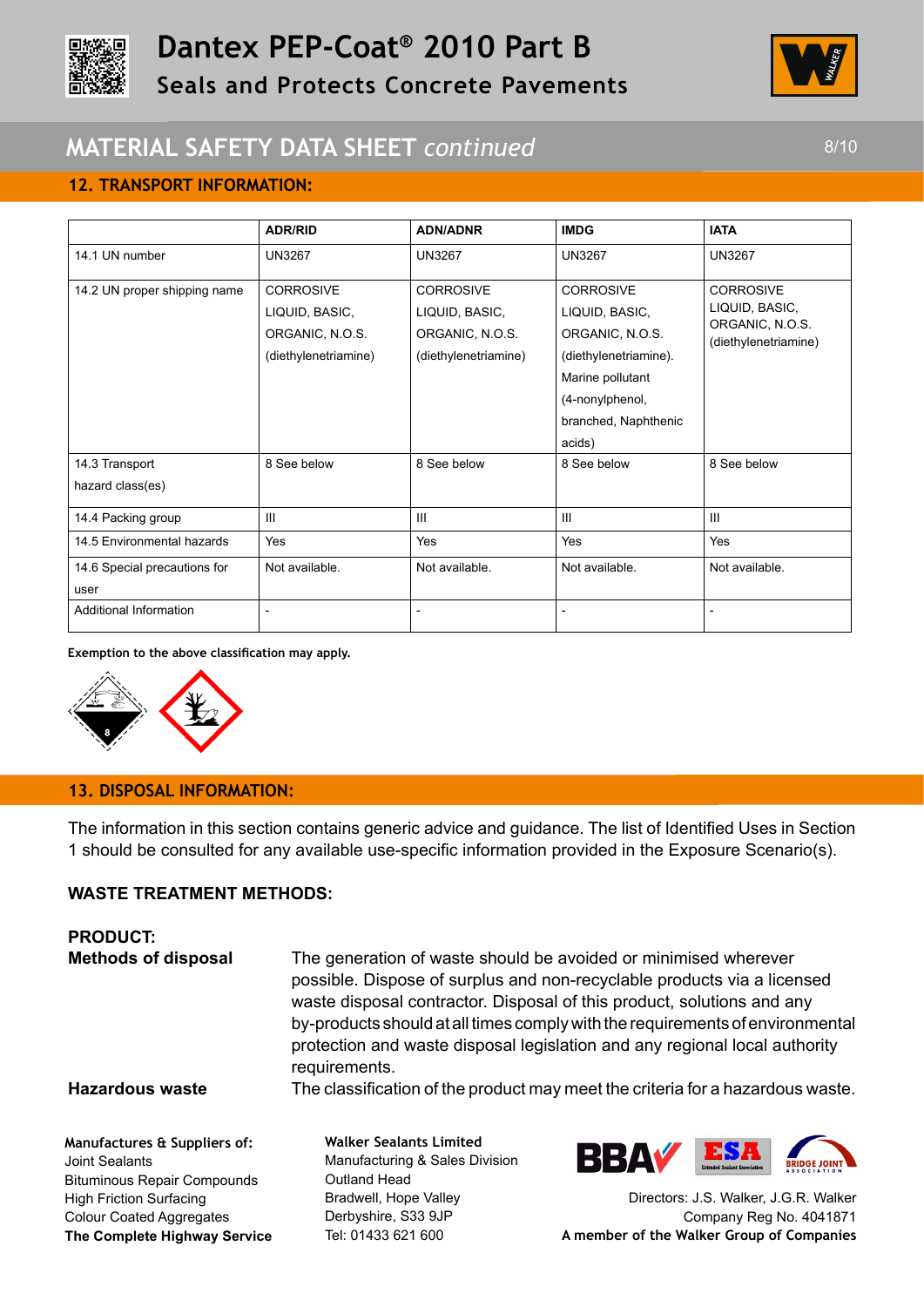## 12. TRANSPORT INFORMATION:

| | ADR/RID | ADN/ADNR | IMDG | IATA |
|---|---|---|---|---|
| 14.1 UN number | UN3267 | UN3267 | UN3267 | UN3267 |
| 14.2 UN proper shipping name | CORROSIVE LIQUID, BASIC, ORGANIC, N.O.S. (diethylenetriamine) | CORROSIVE LIQUID, BASIC, ORGANIC, N.O.S. (diethylenetriamine) | CORROSIVE LIQUID, BASIC, ORGANIC, N.O.S. (diethylenetriamine). Marine pollutant (4-nonylphenol, branched, Naphthenic acids) | CORROSIVE LIQUID, BASIC, ORGANIC, N.O.S. (diethylenetriamine) |
| 14.3 Transport hazard class(es) | 8 See below | 8 See below | 8 See below | 8 See below |
| 14.4 Packing group | III | III | III | III |
| 14.5 Environmental hazards | Yes | Yes | Yes | Yes |
| 14.6 Special precautions for user | Not available. | Not available. | Not available. | Not available. |
| Additional Information | - | - | - | - |

**Exemption to the above classification may apply.**

## 13. DISPOSAL INFORMATION:

The information in this section contains generic advice and guidance. The list of Identified Uses in Section 1 should be consulted for any available use-specific information provided in the Exposure Scenario(s).

### WASTE TREATMENT METHODS:

**PRODUCT:**

**Methods of disposal** The generation of waste should be avoided or minimised wherever possible. Dispose of surplus and non-recyclable products via a licensed waste disposal contractor. Disposal of this product, solutions and any by-products should at all times comply with the requirements of environmental protection and waste disposal legislation and any regional local authority requirements.

**Hazardous waste** The classification of the product may meet the criteria for a hazardous waste.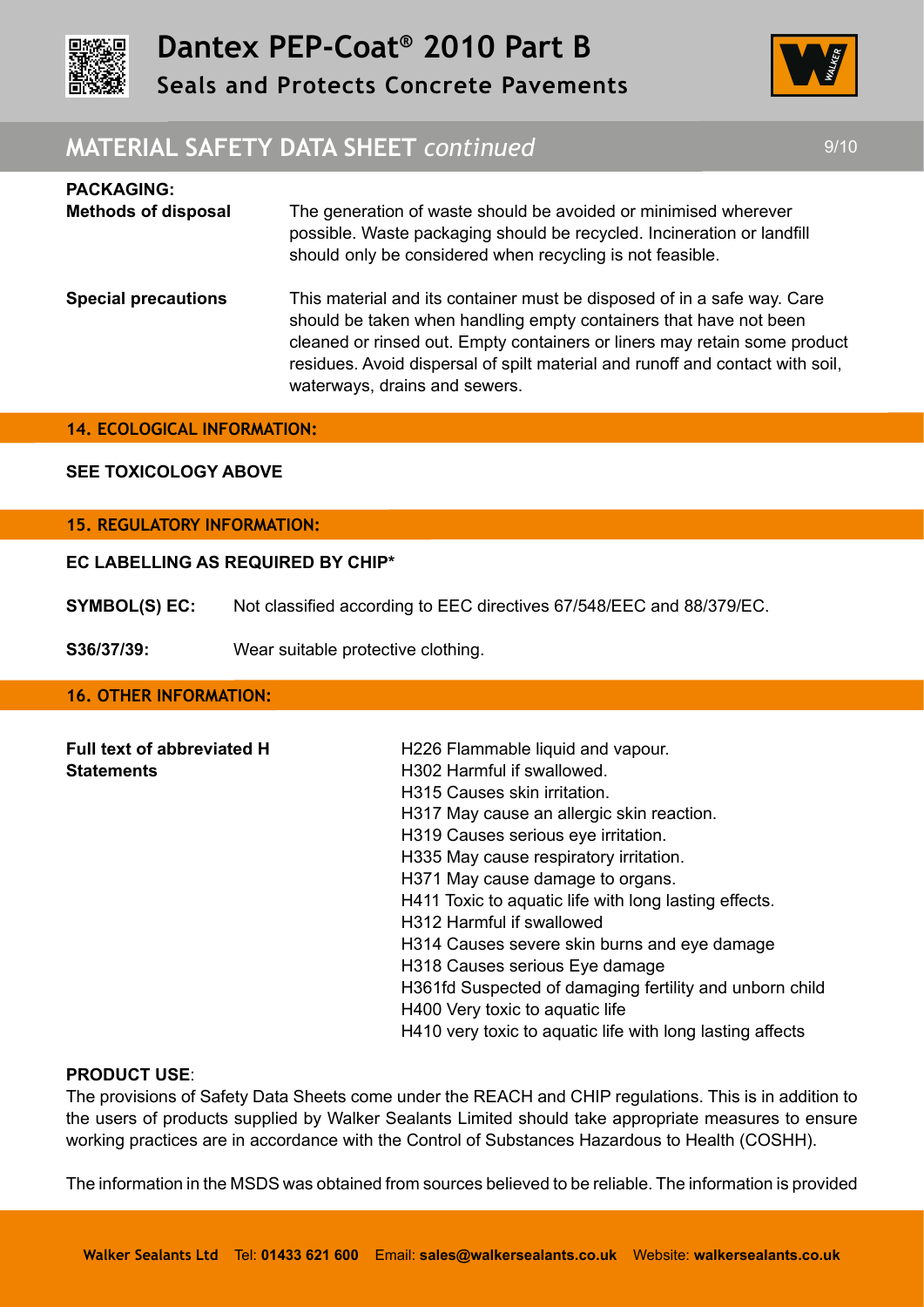**PACKAGING:**

**Methods of disposal** — The generation of waste should be avoided or minimised wherever possible. Waste packaging should be recycled. Incineration or landfill should only be considered when recycling is not feasible.

**Special precautions** — This material and its container must be disposed of in a safe way. Care should be taken when handling empty containers that have not been cleaned or rinsed out. Empty containers or liners may retain some product residues. Avoid dispersal of spilt material and runoff and contact with soil, waterways, drains and sewers.

## 14. ECOLOGICAL INFORMATION:

**SEE TOXICOLOGY ABOVE**

## 15. REGULATORY INFORMATION:

**EC LABELLING AS REQUIRED BY CHIP***

**SYMBOL(S) EC:** Not classified according to EEC directives 67/548/EEC and 88/379/EC.

**S36/37/39:** Wear suitable protective clothing.

## 16. OTHER INFORMATION:

**Full text of abbreviated H Statements**

H226 Flammable liquid and vapour.
H302 Harmful if swallowed.
H315 Causes skin irritation.
H317 May cause an allergic skin reaction.
H319 Causes serious eye irritation.
H335 May cause respiratory irritation.
H371 May cause damage to organs.
H411 Toxic to aquatic life with long lasting effects.
H312 Harmful if swallowed
H314 Causes severe skin burns and eye damage
H318 Causes serious Eye damage
H361fd Suspected of damaging fertility and unborn child
H400 Very toxic to aquatic life
H410 very toxic to aquatic life with long lasting affects

**PRODUCT USE**:
The provisions of Safety Data Sheets come under the REACH and CHIP regulations. This is in addition to the users of products supplied by Walker Sealants Limited should take appropriate measures to ensure working practices are in accordance with the Control of Substances Hazardous to Health (COSHH).

The information in the MSDS was obtained from sources believed to be reliable. The information is provided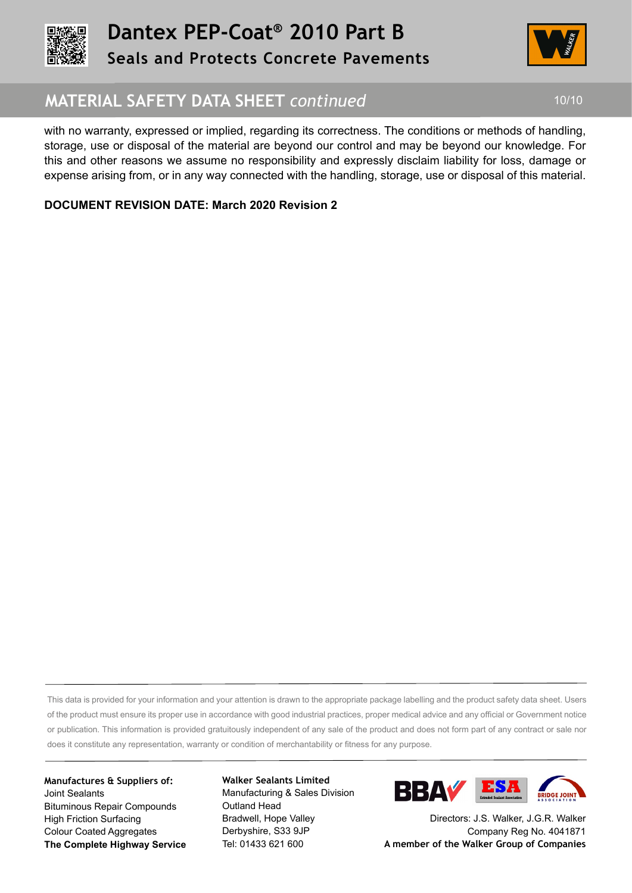with no warranty, expressed or implied, regarding its correctness. The conditions or methods of handling, storage, use or disposal of the material are beyond our control and may be beyond our knowledge. For this and other reasons we assume no responsibility and expressly disclaim liability for loss, damage or expense arising from, or in any way connected with the handling, storage, use or disposal of this material.

**DOCUMENT REVISION DATE: March 2020 Revision 2**

This data is provided for your information and your attention is drawn to the appropriate package labelling and the product safety data sheet. Users of the product must ensure its proper use in accordance with good industrial practices, proper medical advice and any official or Government notice or publication. This information is provided gratuitously independent of any sale of the product and does not form part of any contract or sale nor does it constitute any representation, warranty or condition of merchantability or fitness for any purpose.

**Manufactures & Suppliers of:**
Joint Sealants
Bituminous Repair Compounds
High Friction Surfacing
Colour Coated Aggregates
**The Complete Highway Service**

**Walker Sealants Limited**
Manufacturing & Sales Division
Outland Head
Bradwell, Hope Valley
Derbyshire, S33 9JP
Tel: 01433 621 600

Directors: J.S. Walker, J.G.R. Walker
Company Reg No. 4041871
**A member of the Walker Group of Companies**